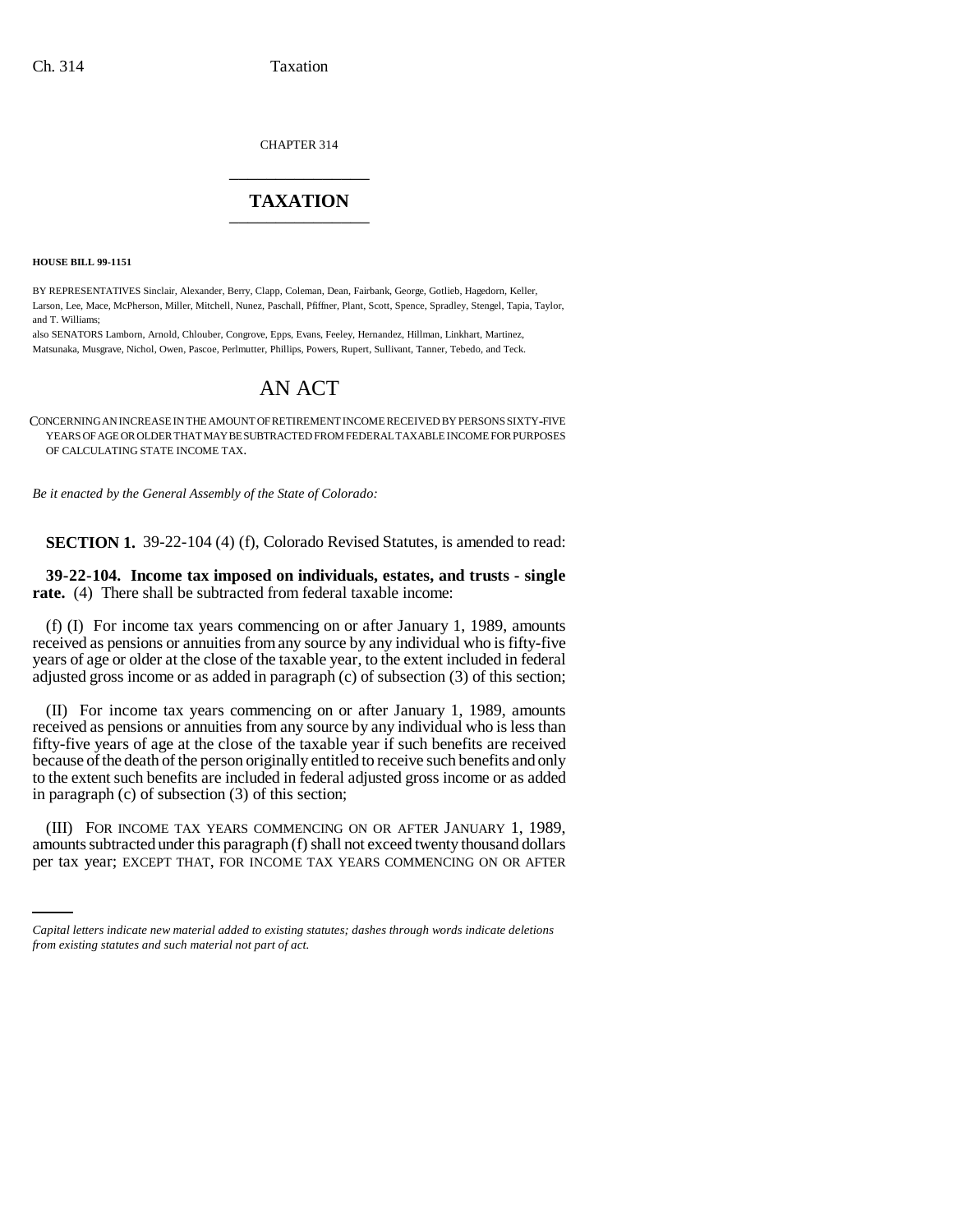CHAPTER 314

# TAXATION

**HOUSE BILL 99-1151**

BY REPRESENTATIVES Sinclair, Alexander, Berry, Clapp, Coleman, Dean, Fairbank, George, Gotlieb, Hagedorn, Keller, Larson, Lee, Mace, McPherson, Miller, Mitchell, Nunez, Paschall, Pfiffner, Plant, Scott, Spence, Spradley, Stengel, Tapia, Taylor, and T. Williams;
also SENATORS Lamborn, Arnold, Chlouber, Congrove, Epps, Evans, Feeley, Hernandez, Hillman, Linkhart, Martinez, Matsunaka, Musgrave, Nichol, Owen, Pascoe, Perlmutter, Phillips, Powers, Rupert, Sullivant, Tanner, Tebedo, and Teck.

# AN ACT

CONCERNING AN INCREASE IN THE AMOUNT OF RETIREMENT INCOME RECEIVED BY PERSONS SIXTY-FIVE YEARS OF AGE OR OLDER THAT MAY BE SUBTRACTED FROM FEDERAL TAXABLE INCOME FOR PURPOSES OF CALCULATING STATE INCOME TAX.

*Be it enacted by the General Assembly of the State of Colorado:*

**SECTION 1.** 39-22-104 (4) (f), Colorado Revised Statutes, is amended to read:

**39-22-104. Income tax imposed on individuals, estates, and trusts - single rate.** (4) There shall be subtracted from federal taxable income:

(f) (I) For income tax years commencing on or after January 1, 1989, amounts received as pensions or annuities from any source by any individual who is fifty-five years of age or older at the close of the taxable year, to the extent included in federal adjusted gross income or as added in paragraph (c) of subsection (3) of this section;

(II) For income tax years commencing on or after January 1, 1989, amounts received as pensions or annuities from any source by any individual who is less than fifty-five years of age at the close of the taxable year if such benefits are received because of the death of the person originally entitled to receive such benefits and only to the extent such benefits are included in federal adjusted gross income or as added in paragraph (c) of subsection (3) of this section;

(III) FOR INCOME TAX YEARS COMMENCING ON OR AFTER JANUARY 1, 1989, amounts subtracted under this paragraph (f) shall not exceed twenty thousand dollars per tax year; EXCEPT THAT, FOR INCOME TAX YEARS COMMENCING ON OR AFTER

*Capital letters indicate new material added to existing statutes; dashes through words indicate deletions from existing statutes and such material not part of act.*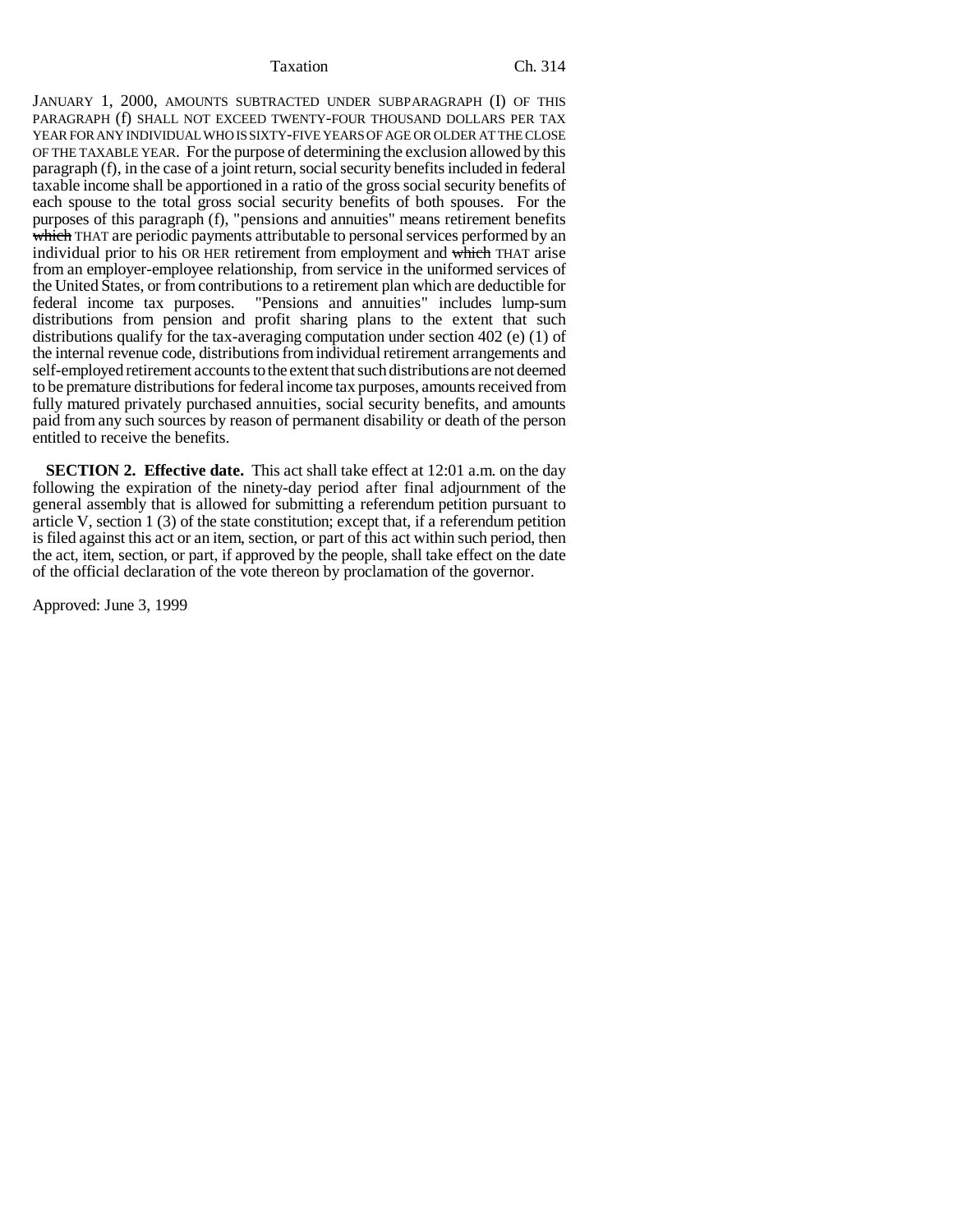JANUARY 1, 2000, AMOUNTS SUBTRACTED UNDER SUBPARAGRAPH (I) OF THIS PARAGRAPH (f) SHALL NOT EXCEED TWENTY-FOUR THOUSAND DOLLARS PER TAX YEAR FOR ANY INDIVIDUAL WHO IS SIXTY-FIVE YEARS OF AGE OR OLDER AT THE CLOSE OF THE TAXABLE YEAR. For the purpose of determining the exclusion allowed by this paragraph (f), in the case of a joint return, social security benefits included in federal taxable income shall be apportioned in a ratio of the gross social security benefits of each spouse to the total gross social security benefits of both spouses. For the purposes of this paragraph (f), "pensions and annuities" means retirement benefits ~~which~~ THAT are periodic payments attributable to personal services performed by an individual prior to his OR HER retirement from employment and ~~which~~ THAT arise from an employer-employee relationship, from service in the uniformed services of the United States, or from contributions to a retirement plan which are deductible for federal income tax purposes. "Pensions and annuities" includes lump-sum distributions from pension and profit sharing plans to the extent that such distributions qualify for the tax-averaging computation under section 402 (e) (1) of the internal revenue code, distributions from individual retirement arrangements and self-employed retirement accounts to the extent that such distributions are not deemed to be premature distributions for federal income tax purposes, amounts received from fully matured privately purchased annuities, social security benefits, and amounts paid from any such sources by reason of permanent disability or death of the person entitled to receive the benefits.

**SECTION 2. Effective date.** This act shall take effect at 12:01 a.m. on the day following the expiration of the ninety-day period after final adjournment of the general assembly that is allowed for submitting a referendum petition pursuant to article V, section 1 (3) of the state constitution; except that, if a referendum petition is filed against this act or an item, section, or part of this act within such period, then the act, item, section, or part, if approved by the people, shall take effect on the date of the official declaration of the vote thereon by proclamation of the governor.

Approved: June 3, 1999